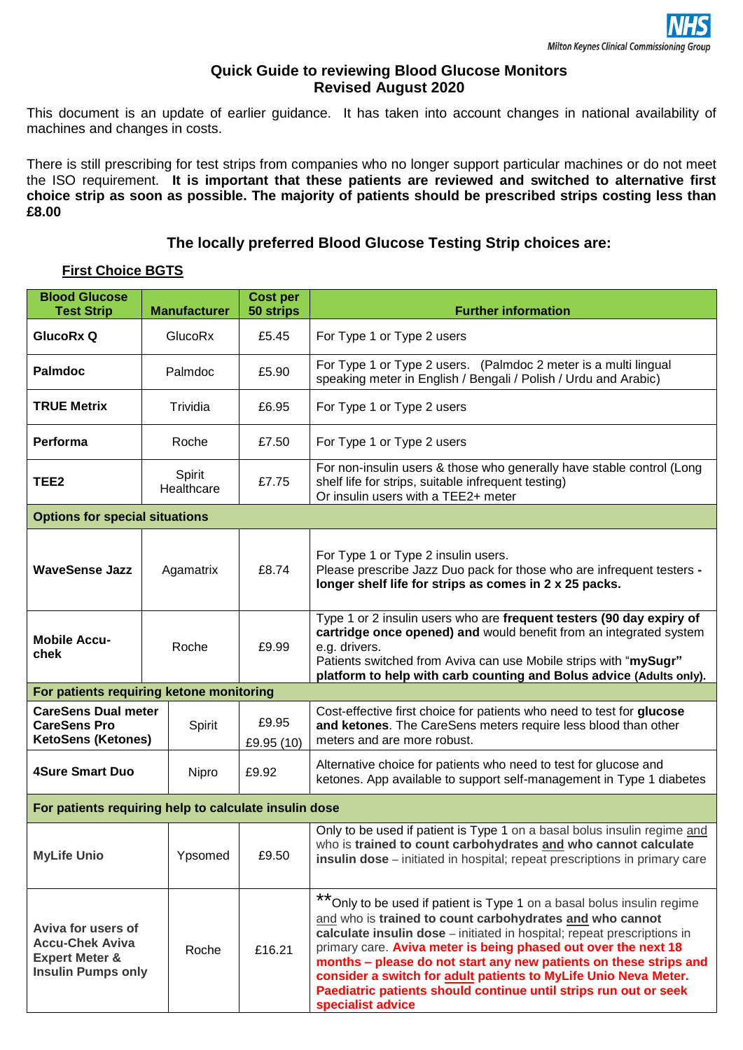Milton Keynes Clinical Commissioning Group

# Quick Guide to reviewing Blood Glucose Monitors
## Revised August 2020

This document is an update of earlier guidance. It has taken into account changes in national availability of machines and changes in costs.

There is still prescribing for test strips from companies who no longer support particular machines or do not meet the ISO requirement. **It is important that these patients are reviewed and switched to alternative first choice strip as soon as possible. The majority of patients should be prescribed strips costing less than £8.00**

## The locally preferred Blood Glucose Testing Strip choices are:

**First Choice BGTS**

| Blood Glucose Test Strip | Manufacturer | Cost per 50 strips | Further information |
|---|---|---|---|
| **GlucoRx Q** | GlucoRx | £5.45 | For Type 1 or Type 2 users |
| **Palmdoc** | Palmdoc | £5.90 | For Type 1 or Type 2 users. (Palmdoc 2 meter is a multi lingual speaking meter in English / Bengali / Polish / Urdu and Arabic) |
| **TRUE Metrix** | Trividia | £6.95 | For Type 1 or Type 2 users |
| **Performa** | Roche | £7.50 | For Type 1 or Type 2 users |
| **TEE2** | Spirit Healthcare | £7.75 | For non-insulin users & those who generally have stable control (Long shelf life for strips, suitable infrequent testing) Or insulin users with a TEE2+ meter |
| **Options for special situations** | | | |
| **WaveSense Jazz** | Agamatrix | £8.74 | For Type 1 or Type 2 insulin users. Please prescribe Jazz Duo pack for those who are infrequent testers **- longer shelf life for strips as comes in 2 x 25 packs.** |
| **Mobile Accu-chek** | Roche | £9.99 | Type 1 or 2 insulin users who are **frequent testers (90 day expiry of cartridge once opened) and** would benefit from an integrated system e.g. drivers. Patients switched from Aviva can use Mobile strips with "**mySugr" platform to help with carb counting and Bolus advice (Adults only).** |
| **For patients requiring ketone monitoring** | | | |
| **CareSens Dual meter CareSens Pro KetoSens (Ketones)** | Spirit | £9.95 £9.95 (10) | Cost-effective first choice for patients who need to test for **glucose and ketones**. The CareSens meters require less blood than other meters and are more robust. |
| **4Sure Smart Duo** | Nipro | £9.92 | Alternative choice for patients who need to test for glucose and ketones. App available to support self-management in Type 1 diabetes |
| **For patients requiring help to calculate insulin dose** | | | |
| **MyLife Unio** | Ypsomed | £9.50 | Only to be used if patient is Type 1 on a basal bolus insulin regime and who is **trained to count carbohydrates and who cannot calculate insulin dose** – initiated in hospital; repeat prescriptions in primary care |
| **Aviva for users of Accu-Chek Aviva Expert Meter & Insulin Pumps only** | Roche | £16.21 | **Only to be used if patient is Type 1 on a basal bolus insulin regime and who is **trained to count carbohydrates and who cannot calculate insulin dose** – initiated in hospital; repeat prescriptions in primary care. **Aviva meter is being phased out over the next 18 months – please do not start any new patients on these strips and consider a switch for adult patients to MyLife Unio Neva Meter. Paediatric patients should continue until strips run out or seek specialist advice** |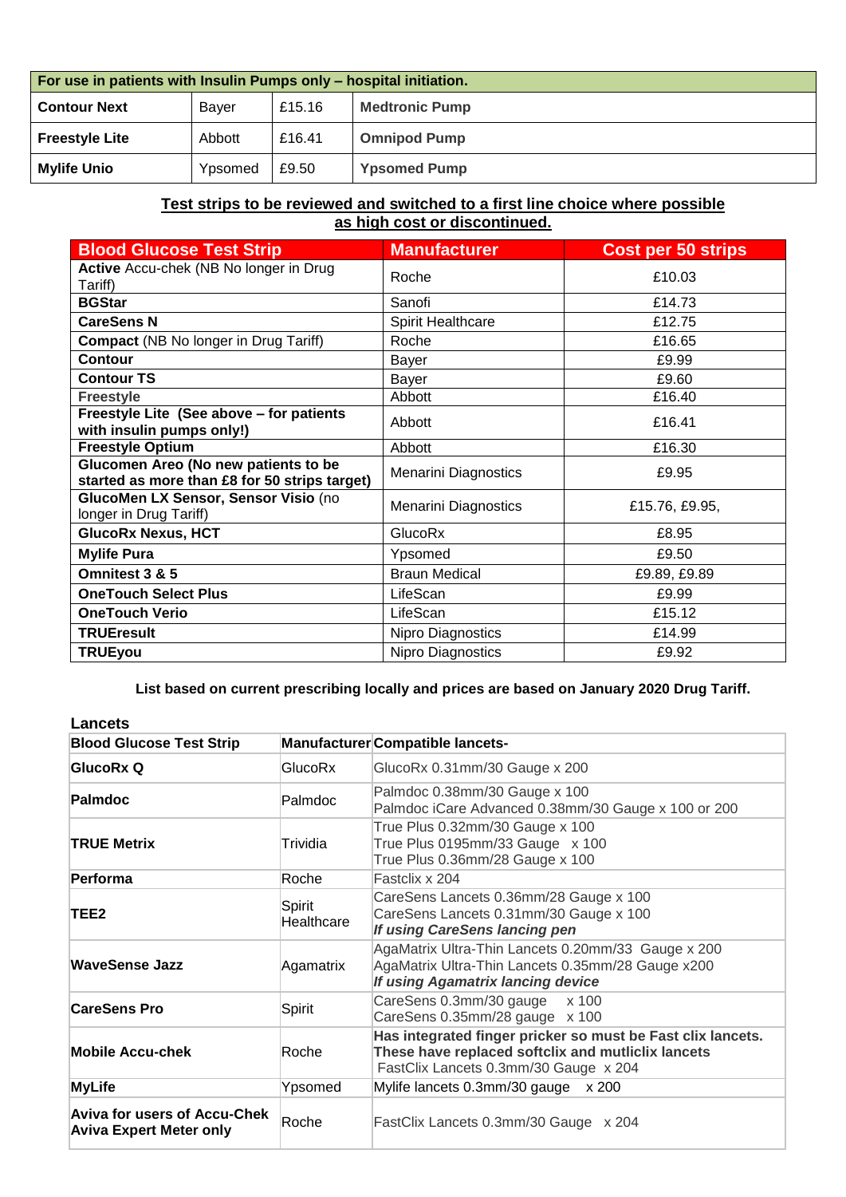| For use in patients with Insulin Pumps only – hospital initiation. | | | |
|---|---|---|---|
| **Contour Next** | Bayer | £15.16 | **Medtronic Pump** |
| **Freestyle Lite** | Abbott | £16.41 | **Omnipod Pump** |
| **Mylife Unio** | Ypsomed | £9.50 | **Ypsomed Pump** |

**Test strips to be reviewed and switched to a first line choice where possible as high cost or discontinued.**

| Blood Glucose Test Strip | Manufacturer | Cost per 50 strips |
|---|---|---|
| **Active** Accu-chek (NB No longer in Drug Tariff) | Roche | £10.03 |
| **BGStar** | Sanofi | £14.73 |
| **CareSens N** | Spirit Healthcare | £12.75 |
| **Compact** (NB No longer in Drug Tariff) | Roche | £16.65 |
| **Contour** | Bayer | £9.99 |
| **Contour TS** | Bayer | £9.60 |
| **Freestyle** | Abbott | £16.40 |
| **Freestyle Lite (See above – for patients with insulin pumps only!)** | Abbott | £16.41 |
| **Freestyle Optium** | Abbott | £16.30 |
| **Glucomen Areo (No new patients to be started as more than £8 for 50 strips target)** | Menarini Diagnostics | £9.95 |
| **GlucoMen LX Sensor, Sensor Visio** (no longer in Drug Tariff) | Menarini Diagnostics | £15.76, £9.95, |
| **GlucoRx Nexus, HCT** | GlucoRx | £8.95 |
| **Mylife Pura** | Ypsomed | £9.50 |
| **Omnitest 3 & 5** | Braun Medical | £9.89, £9.89 |
| **OneTouch Select Plus** | LifeScan | £9.99 |
| **OneTouch Verio** | LifeScan | £15.12 |
| **TRUEresult** | Nipro Diagnostics | £14.99 |
| **TRUEyou** | Nipro Diagnostics | £9.92 |

**List based on current prescribing locally and prices are based on January 2020 Drug Tariff.**

**Lancets**

| Blood Glucose Test Strip | Manufacturer | Compatible lancets- |
|---|---|---|
| **GlucoRx Q** | GlucoRx | GlucoRx 0.31mm/30 Gauge x 200 |
| **Palmdoc** | Palmdoc | Palmdoc 0.38mm/30 Gauge x 100<br>Palmdoc iCare Advanced 0.38mm/30 Gauge x 100 or 200 |
| **TRUE Metrix** | Trividia | True Plus 0.32mm/30 Gauge x 100<br>True Plus 0195mm/33 Gauge x 100<br>True Plus 0.36mm/28 Gauge x 100 |
| **Performa** | Roche | Fastclix x 204 |
| **TEE2** | Spirit Healthcare | CareSens Lancets 0.36mm/28 Gauge x 100<br>CareSens Lancets 0.31mm/30 Gauge x 100<br>***If using CareSens lancing pen*** |
| **WaveSense Jazz** | Agamatrix | AgaMatrix Ultra-Thin Lancets 0.20mm/33 Gauge x 200<br>AgaMatrix Ultra-Thin Lancets 0.35mm/28 Gauge x200<br>***If using Agamatrix lancing device*** |
| **CareSens Pro** | Spirit | CareSens 0.3mm/30 gauge x 100<br>CareSens 0.35mm/28 gauge x 100 |
| **Mobile Accu-chek** | Roche | **Has integrated finger pricker so must be Fast clix lancets. These have replaced softclix and mutliclix lancets**<br>FastClix Lancets 0.3mm/30 Gauge x 204 |
| **MyLife** | Ypsomed | Mylife lancets 0.3mm/30 gauge x 200 |
| **Aviva for users of Accu-Chek Aviva Expert Meter only** | Roche | FastClix Lancets 0.3mm/30 Gauge x 204 |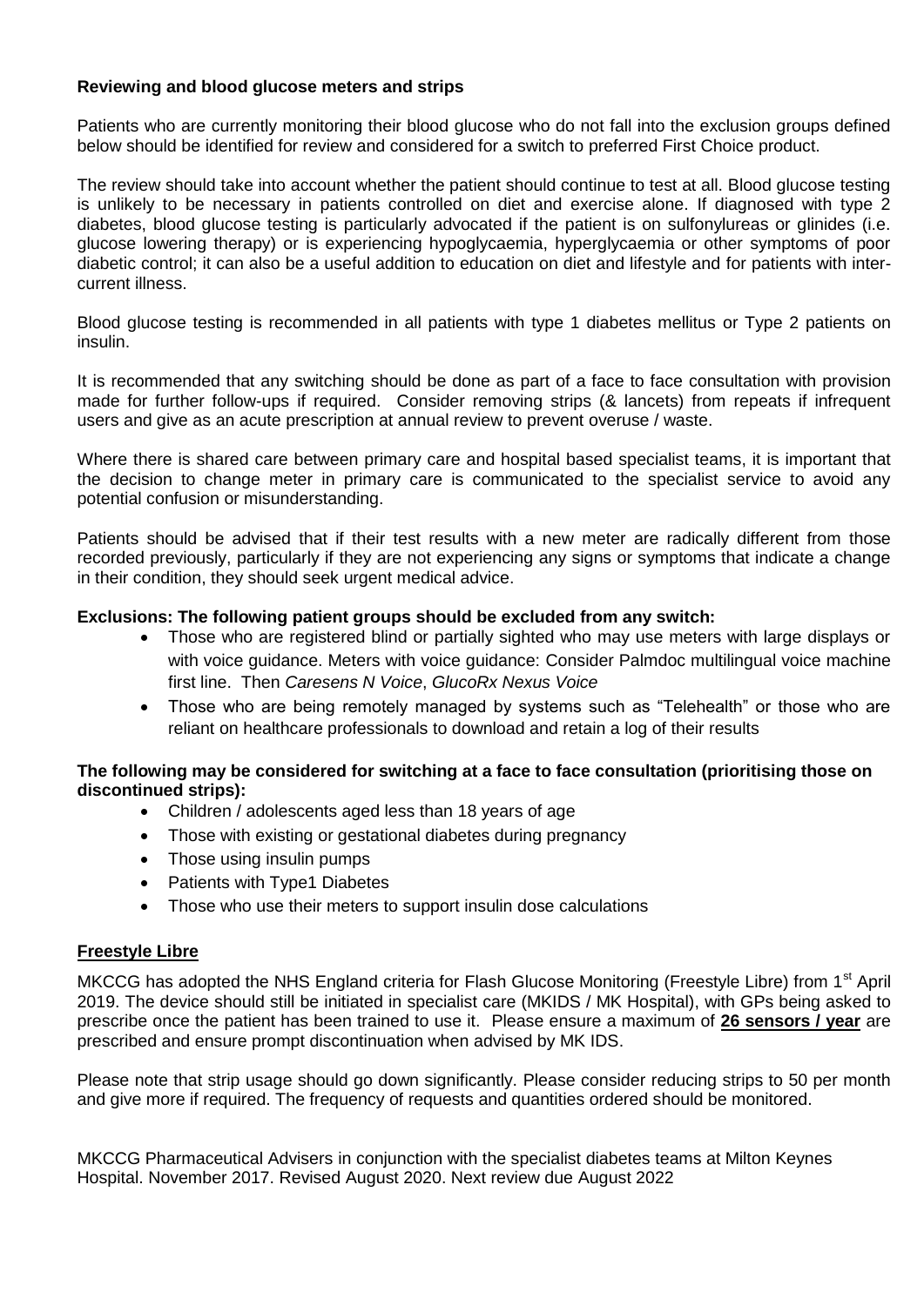**Reviewing and blood glucose meters and strips**

Patients who are currently monitoring their blood glucose who do not fall into the exclusion groups defined below should be identified for review and considered for a switch to preferred First Choice product.

The review should take into account whether the patient should continue to test at all. Blood glucose testing is unlikely to be necessary in patients controlled on diet and exercise alone. If diagnosed with type 2 diabetes, blood glucose testing is particularly advocated if the patient is on sulfonylureas or glinides (i.e. glucose lowering therapy) or is experiencing hypoglycaemia, hyperglycaemia or other symptoms of poor diabetic control; it can also be a useful addition to education on diet and lifestyle and for patients with inter-current illness.

Blood glucose testing is recommended in all patients with type 1 diabetes mellitus or Type 2 patients on insulin.

It is recommended that any switching should be done as part of a face to face consultation with provision made for further follow-ups if required. Consider removing strips (& lancets) from repeats if infrequent users and give as an acute prescription at annual review to prevent overuse / waste.

Where there is shared care between primary care and hospital based specialist teams, it is important that the decision to change meter in primary care is communicated to the specialist service to avoid any potential confusion or misunderstanding.

Patients should be advised that if their test results with a new meter are radically different from those recorded previously, particularly if they are not experiencing any signs or symptoms that indicate a change in their condition, they should seek urgent medical advice.

**Exclusions: The following patient groups should be excluded from any switch:**

- Those who are registered blind or partially sighted who may use meters with large displays or with voice guidance. Meters with voice guidance: Consider Palmdoc multilingual voice machine first line. Then *Caresens N Voice*, *GlucoRx Nexus Voice*
- Those who are being remotely managed by systems such as "Telehealth" or those who are reliant on healthcare professionals to download and retain a log of their results

**The following may be considered for switching at a face to face consultation (prioritising those on discontinued strips):**

- Children / adolescents aged less than 18 years of age
- Those with existing or gestational diabetes during pregnancy
- Those using insulin pumps
- Patients with Type1 Diabetes
- Those who use their meters to support insulin dose calculations

**Freestyle Libre**

MKCCG has adopted the NHS England criteria for Flash Glucose Monitoring (Freestyle Libre) from 1st April 2019. The device should still be initiated in specialist care (MKIDS / MK Hospital), with GPs being asked to prescribe once the patient has been trained to use it. Please ensure a maximum of **26 sensors / year** are prescribed and ensure prompt discontinuation when advised by MK IDS.

Please note that strip usage should go down significantly. Please consider reducing strips to 50 per month and give more if required. The frequency of requests and quantities ordered should be monitored.

MKCCG Pharmaceutical Advisers in conjunction with the specialist diabetes teams at Milton Keynes Hospital. November 2017. Revised August 2020. Next review due August 2022